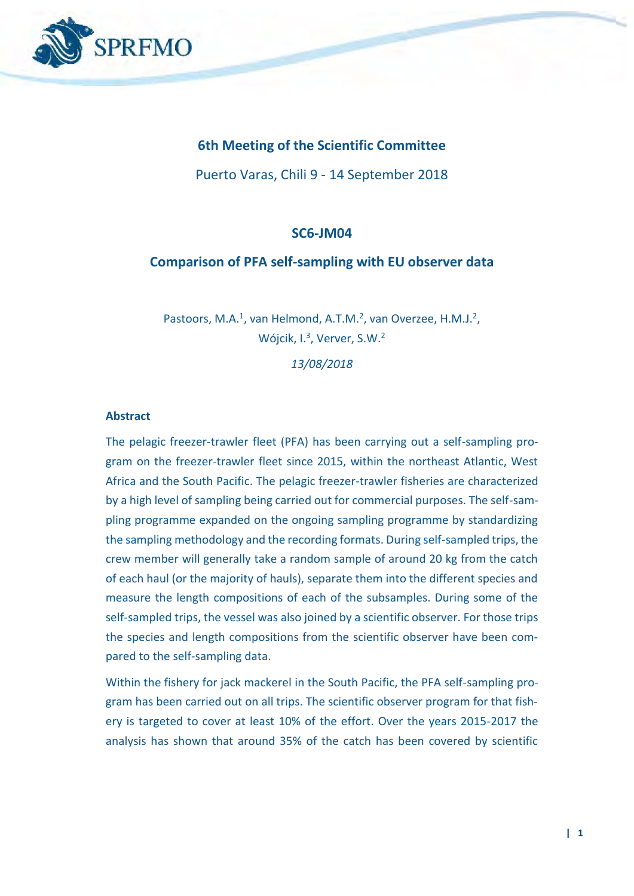## 6th Meeting of the Scientific Committee

Puerto Varas, Chili 9 - 14 September 2018

## SC6-JM04

## Comparison of PFA self-sampling with EU observer data

Pastoors, M.A.[1], van Helmond, A.T.M.[2], van Overzee, H.M.J.[2], Wójcik, I.[3], Verver, S.W.[2]

*13/08/2018*

### Abstract

The pelagic freezer-trawler fleet (PFA) has been carrying out a self-sampling program on the freezer-trawler fleet since 2015, within the northeast Atlantic, West Africa and the South Pacific. The pelagic freezer-trawler fisheries are characterized by a high level of sampling being carried out for commercial purposes. The self-sampling programme expanded on the ongoing sampling programme by standardizing the sampling methodology and the recording formats. During self-sampled trips, the crew member will generally take a random sample of around 20 kg from the catch of each haul (or the majority of hauls), separate them into the different species and measure the length compositions of each of the subsamples. During some of the self-sampled trips, the vessel was also joined by a scientific observer. For those trips the species and length compositions from the scientific observer have been compared to the self-sampling data.

Within the fishery for jack mackerel in the South Pacific, the PFA self-sampling program has been carried out on all trips. The scientific observer program for that fishery is targeted to cover at least 10% of the effort. Over the years 2015-2017 the analysis has shown that around 35% of the catch has been covered by scientific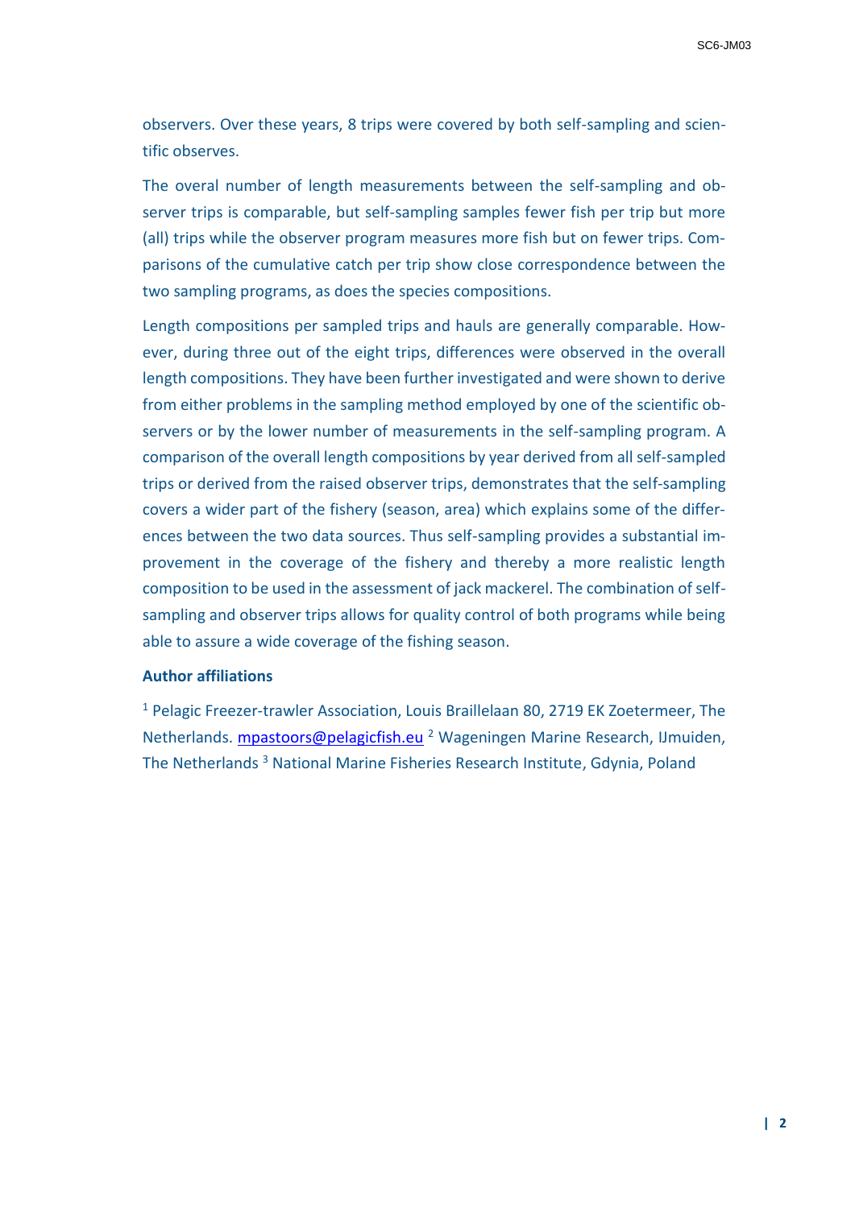observers. Over these years, 8 trips were covered by both self-sampling and scientific observes.

The overal number of length measurements between the self-sampling and observer trips is comparable, but self-sampling samples fewer fish per trip but more (all) trips while the observer program measures more fish but on fewer trips. Comparisons of the cumulative catch per trip show close correspondence between the two sampling programs, as does the species compositions.

Length compositions per sampled trips and hauls are generally comparable. However, during three out of the eight trips, differences were observed in the overall length compositions. They have been further investigated and were shown to derive from either problems in the sampling method employed by one of the scientific observers or by the lower number of measurements in the self-sampling program. A comparison of the overall length compositions by year derived from all self-sampled trips or derived from the raised observer trips, demonstrates that the self-sampling covers a wider part of the fishery (season, area) which explains some of the differences between the two data sources. Thus self-sampling provides a substantial improvement in the coverage of the fishery and thereby a more realistic length composition to be used in the assessment of jack mackerel. The combination of self-sampling and observer trips allows for quality control of both programs while being able to assure a wide coverage of the fishing season.

### Author affiliations

[1] Pelagic Freezer-trawler Association, Louis Braillelaan 80, 2719 EK Zoetermeer, The Netherlands. mpastoors@pelagicfish.eu [2] Wageningen Marine Research, IJmuiden, The Netherlands [3] National Marine Fisheries Research Institute, Gdynia, Poland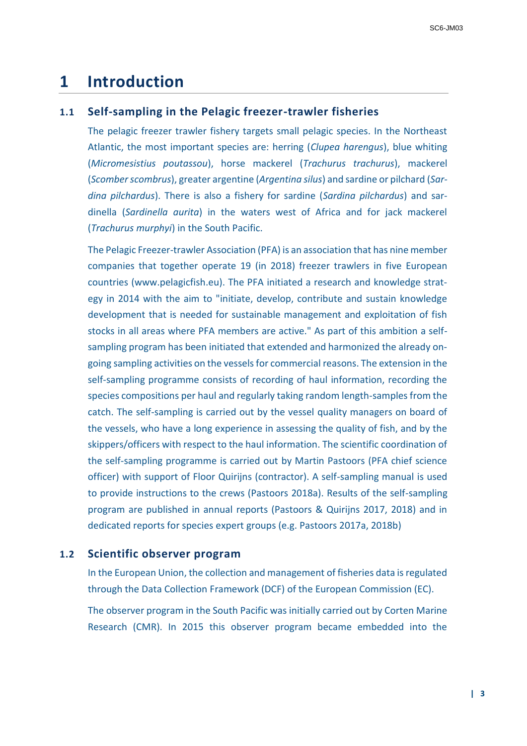# 1 Introduction

## 1.1 Self-sampling in the Pelagic freezer-trawler fisheries

The pelagic freezer trawler fishery targets small pelagic species. In the Northeast Atlantic, the most important species are: herring (*Clupea harengus*), blue whiting (*Micromesistius poutassou*), horse mackerel (*Trachurus trachurus*), mackerel (*Scomber scombrus*), greater argentine (*Argentina silus*) and sardine or pilchard (*Sardina pilchardus*). There is also a fishery for sardine (*Sardina pilchardus*) and sardinella (*Sardinella aurita*) in the waters west of Africa and for jack mackerel (*Trachurus murphyi*) in the South Pacific.

The Pelagic Freezer-trawler Association (PFA) is an association that has nine member companies that together operate 19 (in 2018) freezer trawlers in five European countries (www.pelagicfish.eu). The PFA initiated a research and knowledge strategy in 2014 with the aim to "initiate, develop, contribute and sustain knowledge development that is needed for sustainable management and exploitation of fish stocks in all areas where PFA members are active." As part of this ambition a self-sampling program has been initiated that extended and harmonized the already on-going sampling activities on the vessels for commercial reasons. The extension in the self-sampling programme consists of recording of haul information, recording the species compositions per haul and regularly taking random length-samples from the catch. The self-sampling is carried out by the vessel quality managers on board of the vessels, who have a long experience in assessing the quality of fish, and by the skippers/officers with respect to the haul information. The scientific coordination of the self-sampling programme is carried out by Martin Pastoors (PFA chief science officer) with support of Floor Quirijns (contractor). A self-sampling manual is used to provide instructions to the crews (Pastoors 2018a). Results of the self-sampling program are published in annual reports (Pastoors & Quirijns 2017, 2018) and in dedicated reports for species expert groups (e.g. Pastoors 2017a, 2018b)

## 1.2 Scientific observer program

In the European Union, the collection and management of fisheries data is regulated through the Data Collection Framework (DCF) of the European Commission (EC).

The observer program in the South Pacific was initially carried out by Corten Marine Research (CMR). In 2015 this observer program became embedded into the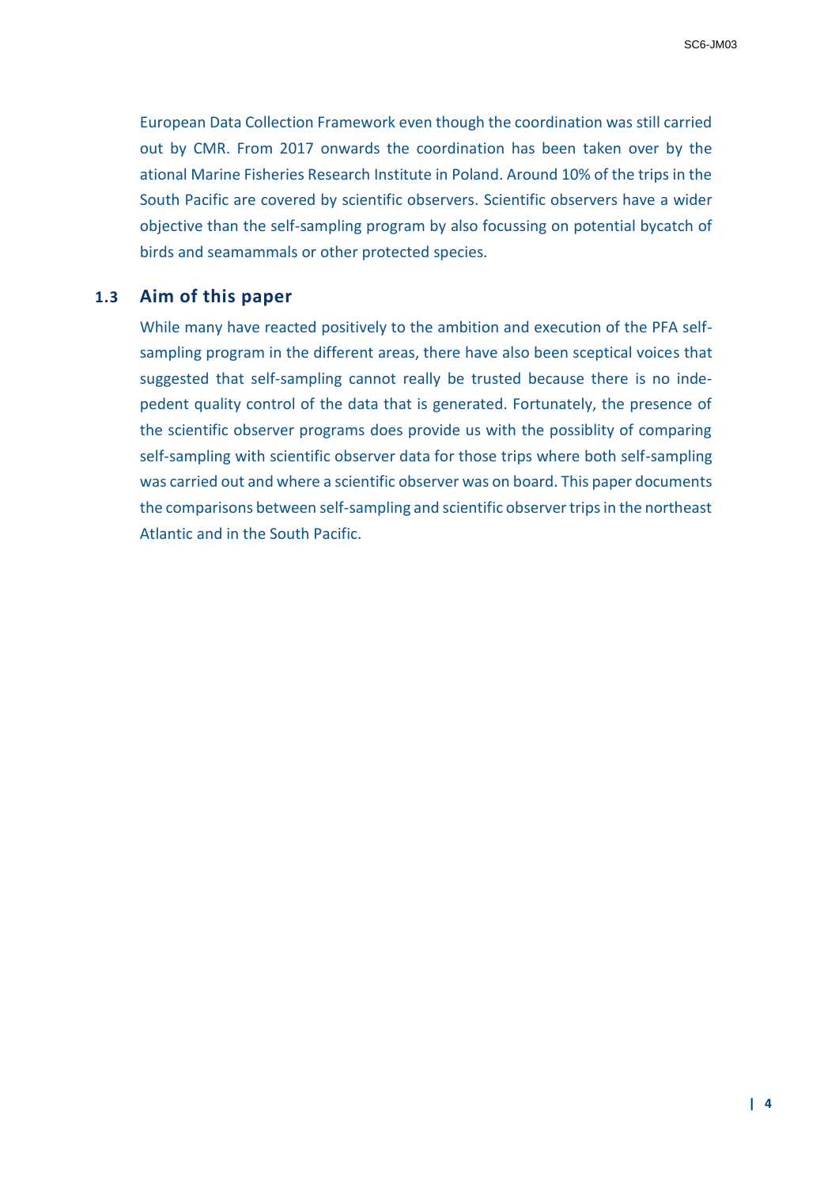European Data Collection Framework even though the coordination was still carried out by CMR. From 2017 onwards the coordination has been taken over by the ational Marine Fisheries Research Institute in Poland. Around 10% of the trips in the South Pacific are covered by scientific observers. Scientific observers have a wider objective than the self-sampling program by also focussing on potential bycatch of birds and seamammals or other protected species.

## 1.3 Aim of this paper

While many have reacted positively to the ambition and execution of the PFA self-sampling program in the different areas, there have also been sceptical voices that suggested that self-sampling cannot really be trusted because there is no indepedent quality control of the data that is generated. Fortunately, the presence of the scientific observer programs does provide us with the possiblity of comparing self-sampling with scientific observer data for those trips where both self-sampling was carried out and where a scientific observer was on board. This paper documents the comparisons between self-sampling and scientific observer trips in the northeast Atlantic and in the South Pacific.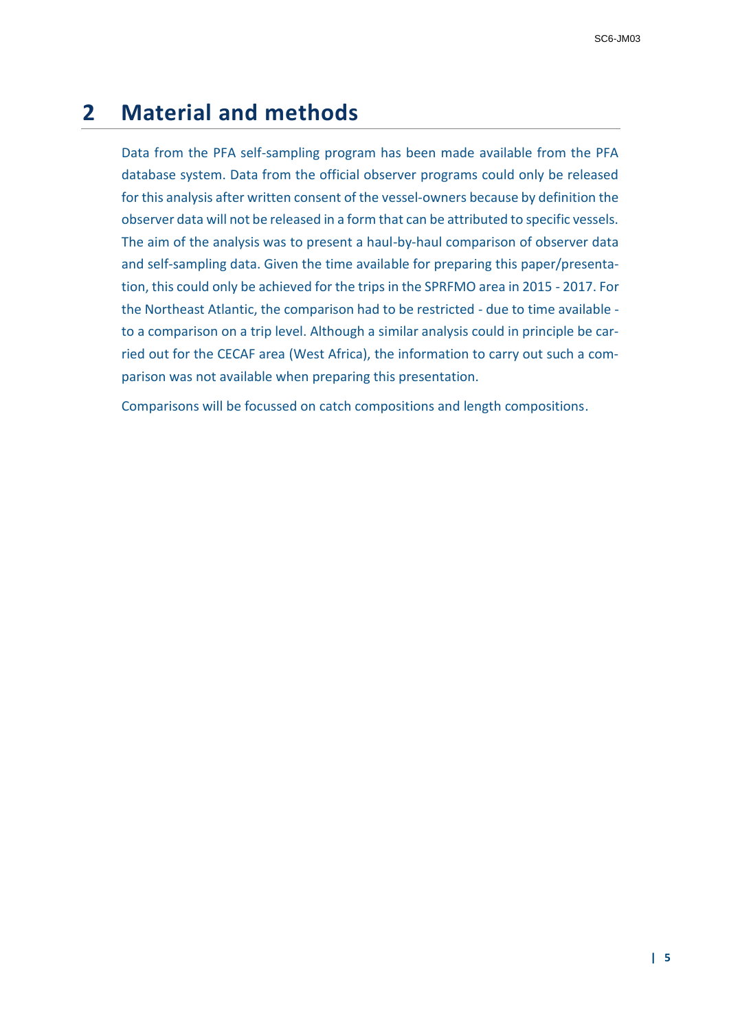# 2 Material and methods

Data from the PFA self-sampling program has been made available from the PFA database system. Data from the official observer programs could only be released for this analysis after written consent of the vessel-owners because by definition the observer data will not be released in a form that can be attributed to specific vessels. The aim of the analysis was to present a haul-by-haul comparison of observer data and self-sampling data. Given the time available for preparing this paper/presentation, this could only be achieved for the trips in the SPRFMO area in 2015 - 2017. For the Northeast Atlantic, the comparison had to be restricted - due to time available - to a comparison on a trip level. Although a similar analysis could in principle be carried out for the CECAF area (West Africa), the information to carry out such a comparison was not available when preparing this presentation.

Comparisons will be focussed on catch compositions and length compositions.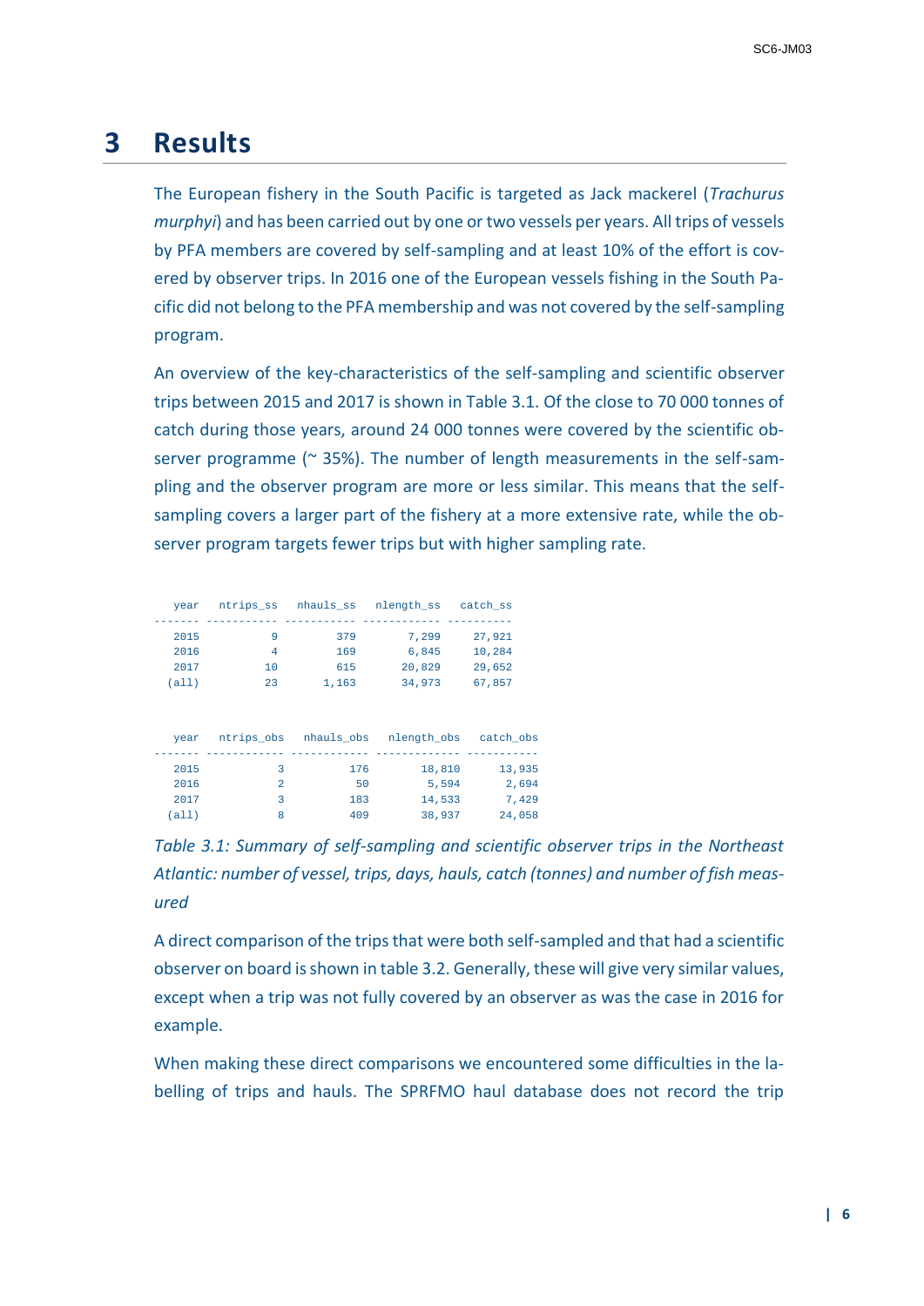# 3 Results

The European fishery in the South Pacific is targeted as Jack mackerel (*Trachurus murphyi*) and has been carried out by one or two vessels per years. All trips of vessels by PFA members are covered by self-sampling and at least 10% of the effort is covered by observer trips. In 2016 one of the European vessels fishing in the South Pacific did not belong to the PFA membership and was not covered by the self-sampling program.

An overview of the key-characteristics of the self-sampling and scientific observer trips between 2015 and 2017 is shown in Table 3.1. Of the close to 70 000 tonnes of catch during those years, around 24 000 tonnes were covered by the scientific observer programme (~ 35%). The number of length measurements in the self-sampling and the observer program are more or less similar. This means that the self-sampling covers a larger part of the fishery at a more extensive rate, while the observer program targets fewer trips but with higher sampling rate.

| year | ntrips_ss | nhauls_ss | nlength_ss | catch_ss |
|---|---|---|---|---|
| 2015 | 9 | 379 | 7,299 | 27,921 |
| 2016 | 4 | 169 | 6,845 | 10,284 |
| 2017 | 10 | 615 | 20,829 | 29,652 |
| (all) | 23 | 1,163 | 34,973 | 67,857 |

| year | ntrips_obs | nhauls_obs | nlength_obs | catch_obs |
|---|---|---|---|---|
| 2015 | 3 | 176 | 18,810 | 13,935 |
| 2016 | 2 | 50 | 5,594 | 2,694 |
| 2017 | 3 | 183 | 14,533 | 7,429 |
| (all) | 8 | 409 | 38,937 | 24,058 |

*Table 3.1: Summary of self-sampling and scientific observer trips in the Northeast Atlantic: number of vessel, trips, days, hauls, catch (tonnes) and number of fish measured*

A direct comparison of the trips that were both self-sampled and that had a scientific observer on board is shown in table 3.2. Generally, these will give very similar values, except when a trip was not fully covered by an observer as was the case in 2016 for example.

When making these direct comparisons we encountered some difficulties in the labelling of trips and hauls. The SPRFMO haul database does not record the trip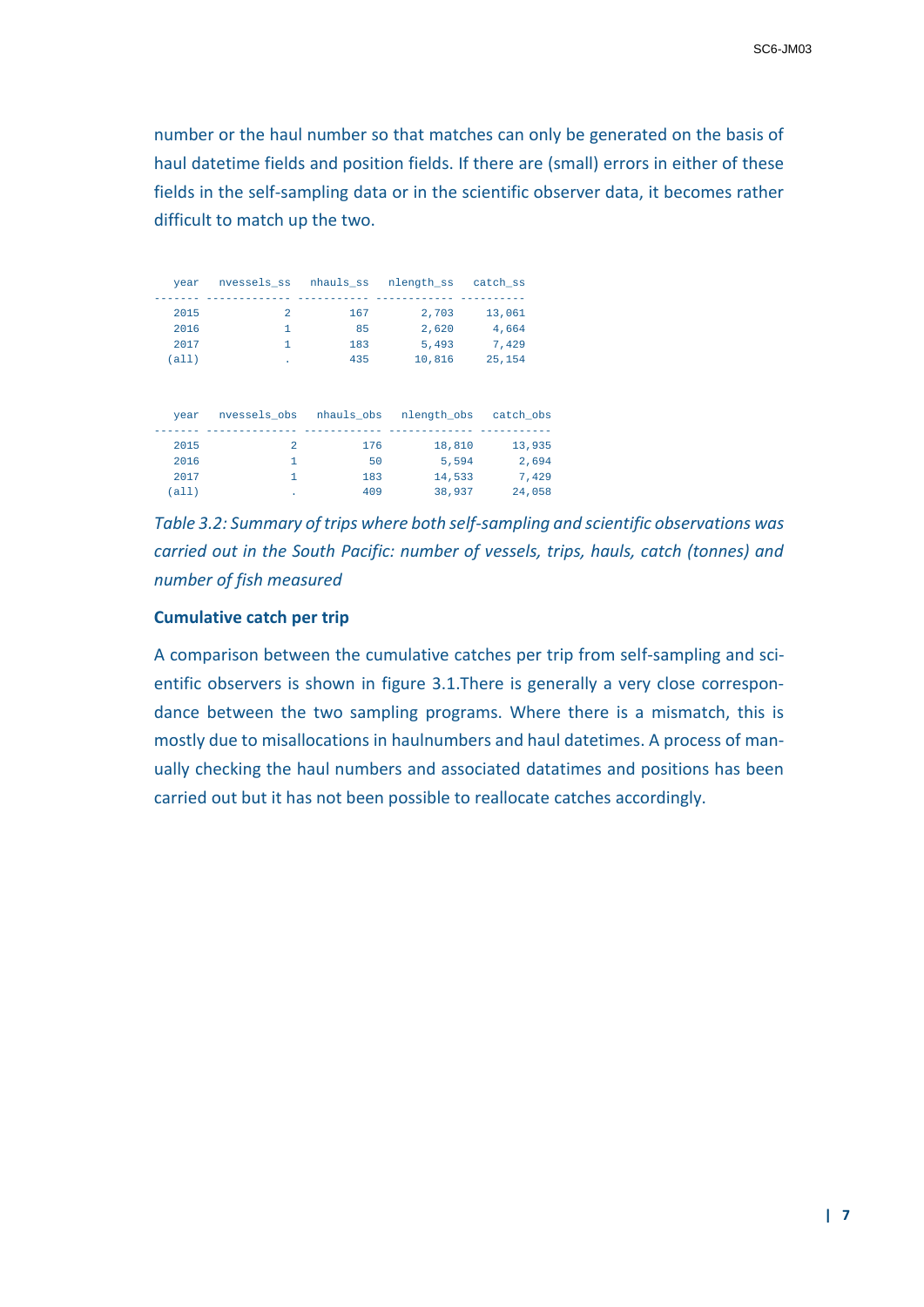number or the haul number so that matches can only be generated on the basis of haul datetime fields and position fields. If there are (small) errors in either of these fields in the self-sampling data or in the scientific observer data, it becomes rather difficult to match up the two.

| year | nvessels_ss | nhauls_ss | nlength_ss | catch_ss |
|---|---|---|---|---|
| 2015 | 2 | 167 | 2,703 | 13,061 |
| 2016 | 1 | 85 | 2,620 | 4,664 |
| 2017 | 1 | 183 | 5,493 | 7,429 |
| (all) | . | 435 | 10,816 | 25,154 |

| year | nvessels_obs | nhauls_obs | nlength_obs | catch_obs |
|---|---|---|---|---|
| 2015 | 2 | 176 | 18,810 | 13,935 |
| 2016 | 1 | 50 | 5,594 | 2,694 |
| 2017 | 1 | 183 | 14,533 | 7,429 |
| (all) | . | 409 | 38,937 | 24,058 |

*Table 3.2: Summary of trips where both self-sampling and scientific observations was carried out in the South Pacific: number of vessels, trips, hauls, catch (tonnes) and number of fish measured*

**Cumulative catch per trip**

A comparison between the cumulative catches per trip from self-sampling and scientific observers is shown in figure 3.1.There is generally a very close correspondance between the two sampling programs. Where there is a mismatch, this is mostly due to misallocations in haulnumbers and haul datetimes. A process of manually checking the haul numbers and associated datatimes and positions has been carried out but it has not been possible to reallocate catches accordingly.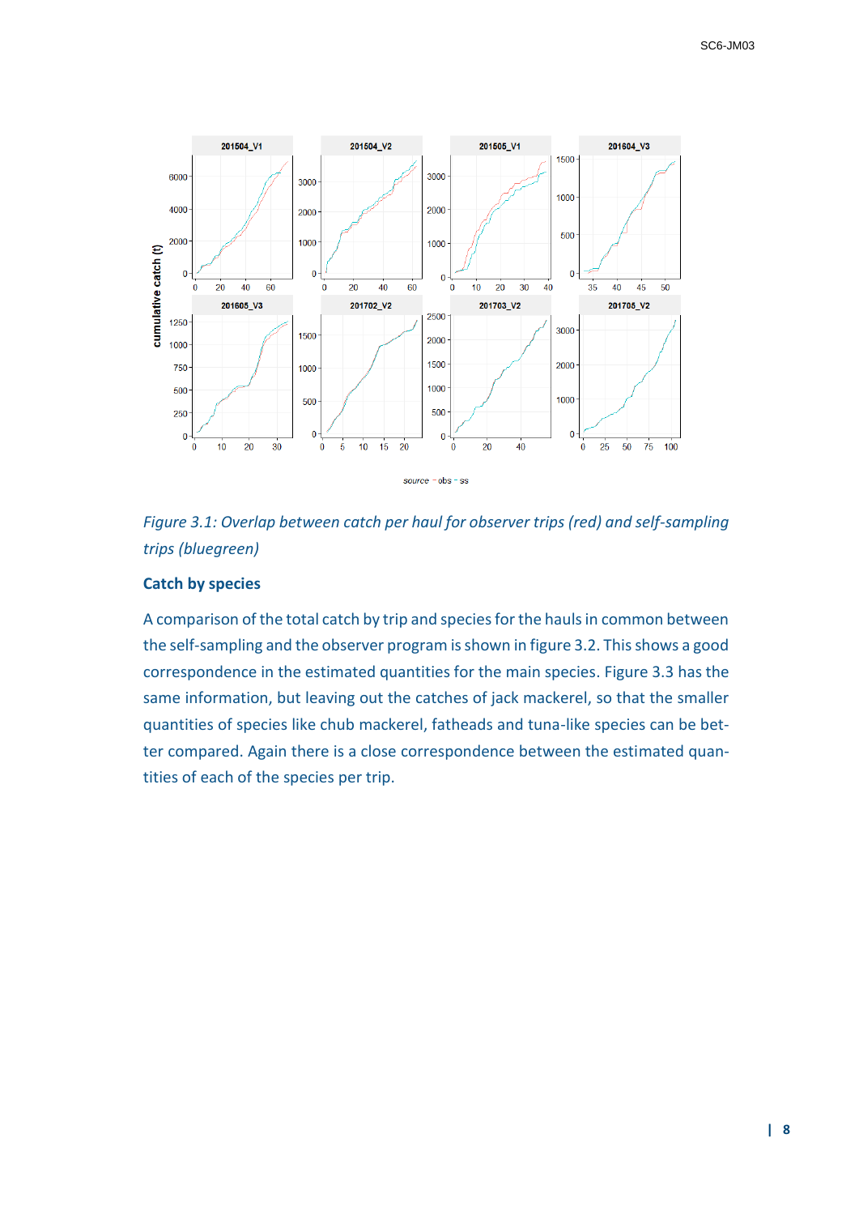*Figure 3.1: Overlap between catch per haul for observer trips (red) and self-sampling trips (bluegreen)*

### Catch by species

A comparison of the total catch by trip and species for the hauls in common between the self-sampling and the observer program is shown in figure 3.2. This shows a good correspondence in the estimated quantities for the main species. Figure 3.3 has the same information, but leaving out the catches of jack mackerel, so that the smaller quantities of species like chub mackerel, fatheads and tuna-like species can be better compared. Again there is a close correspondence between the estimated quantities of each of the species per trip.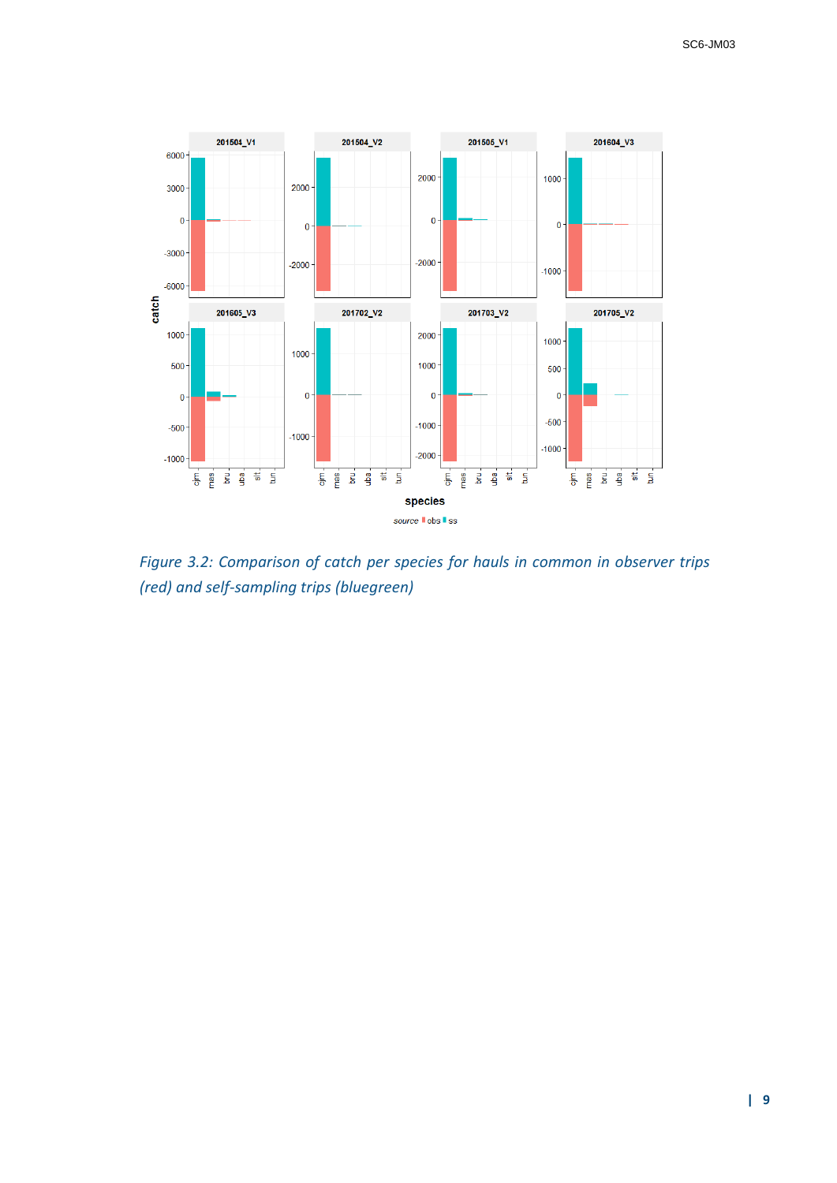*Figure 3.2: Comparison of catch per species for hauls in common in observer trips (red) and self-sampling trips (bluegreen)*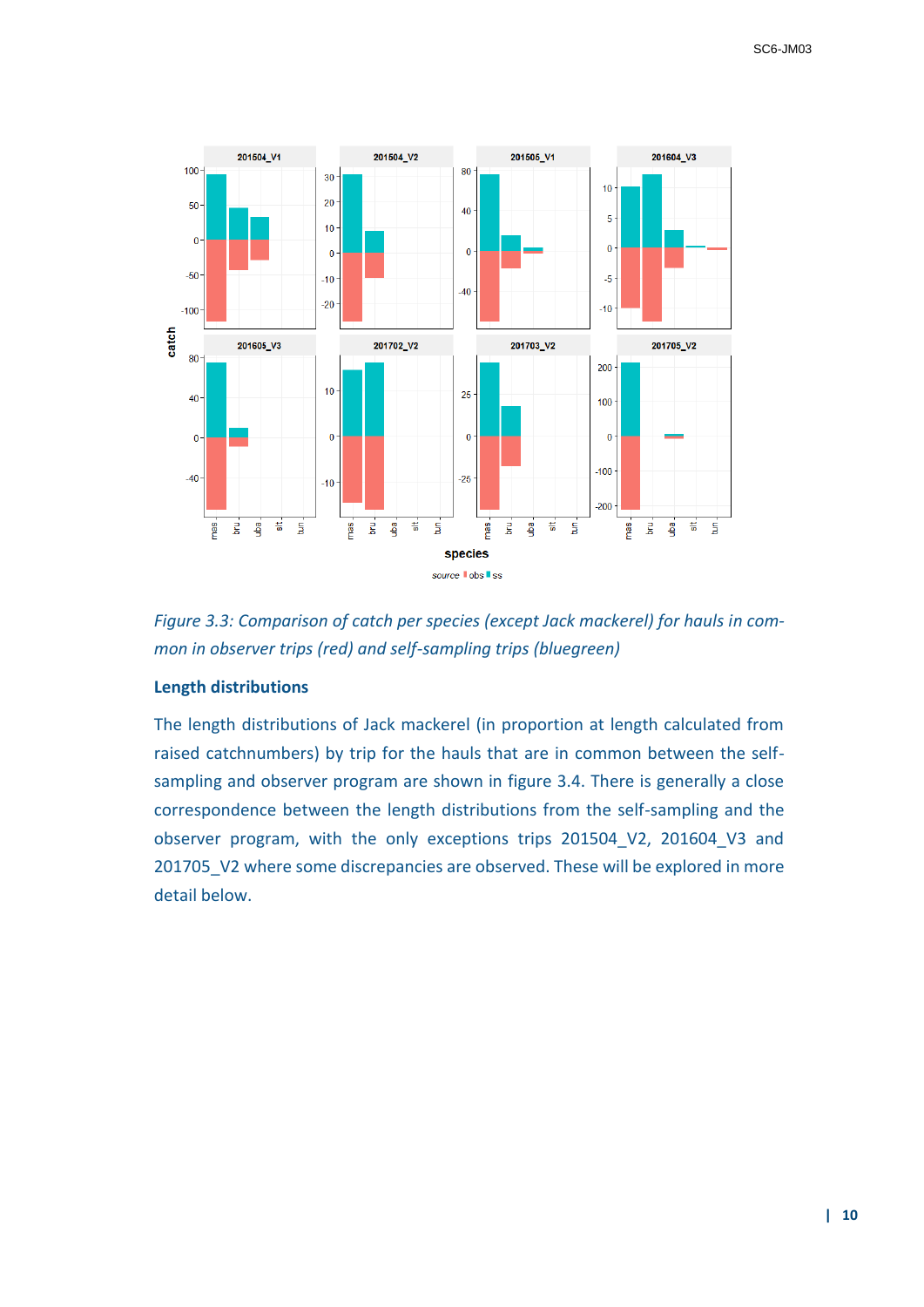*Figure 3.3: Comparison of catch per species (except Jack mackerel) for hauls in common in observer trips (red) and self-sampling trips (bluegreen)*

## Length distributions

The length distributions of Jack mackerel (in proportion at length calculated from raised catchnumbers) by trip for the hauls that are in common between the self-sampling and observer program are shown in figure 3.4. There is generally a close correspondence between the length distributions from the self-sampling and the observer program, with the only exceptions trips 201504_V2, 201604_V3 and 201705_V2 where some discrepancies are observed. These will be explored in more detail below.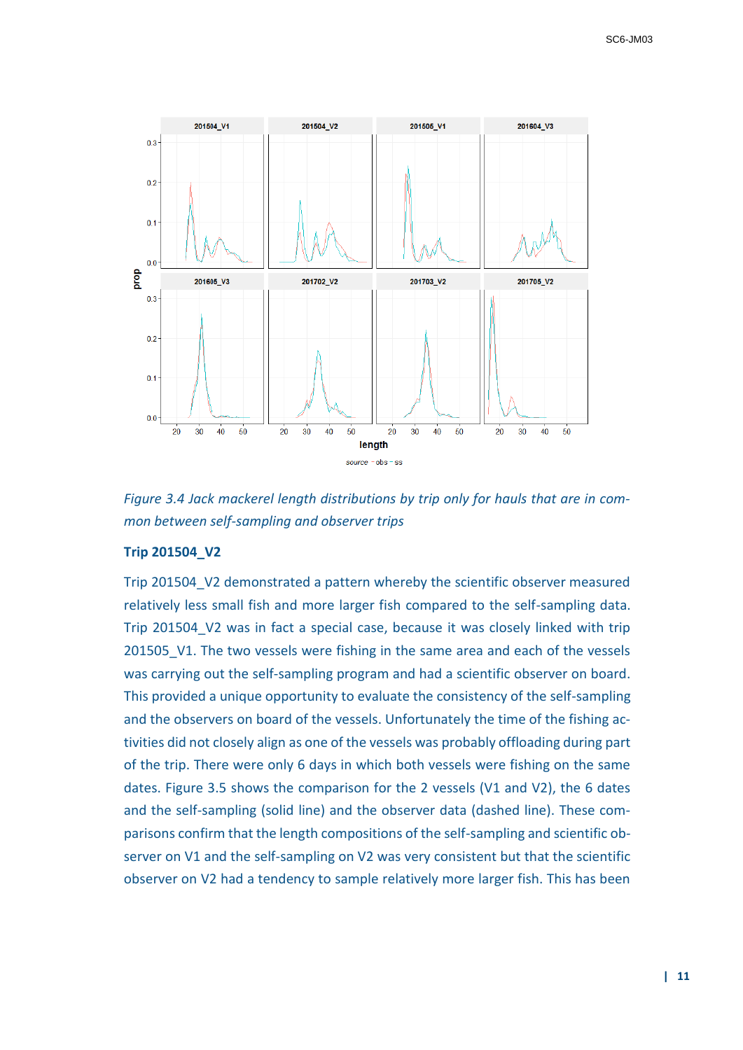*Figure 3.4 Jack mackerel length distributions by trip only for hauls that are in common between self-sampling and observer trips*

**Trip 201504_V2**

Trip 201504_V2 demonstrated a pattern whereby the scientific observer measured relatively less small fish and more larger fish compared to the self-sampling data. Trip 201504_V2 was in fact a special case, because it was closely linked with trip 201505_V1. The two vessels were fishing in the same area and each of the vessels was carrying out the self-sampling program and had a scientific observer on board. This provided a unique opportunity to evaluate the consistency of the self-sampling and the observers on board of the vessels. Unfortunately the time of the fishing activities did not closely align as one of the vessels was probably offloading during part of the trip. There were only 6 days in which both vessels were fishing on the same dates. Figure 3.5 shows the comparison for the 2 vessels (V1 and V2), the 6 dates and the self-sampling (solid line) and the observer data (dashed line). These comparisons confirm that the length compositions of the self-sampling and scientific observer on V1 and the self-sampling on V2 was very consistent but that the scientific observer on V2 had a tendency to sample relatively more larger fish. This has been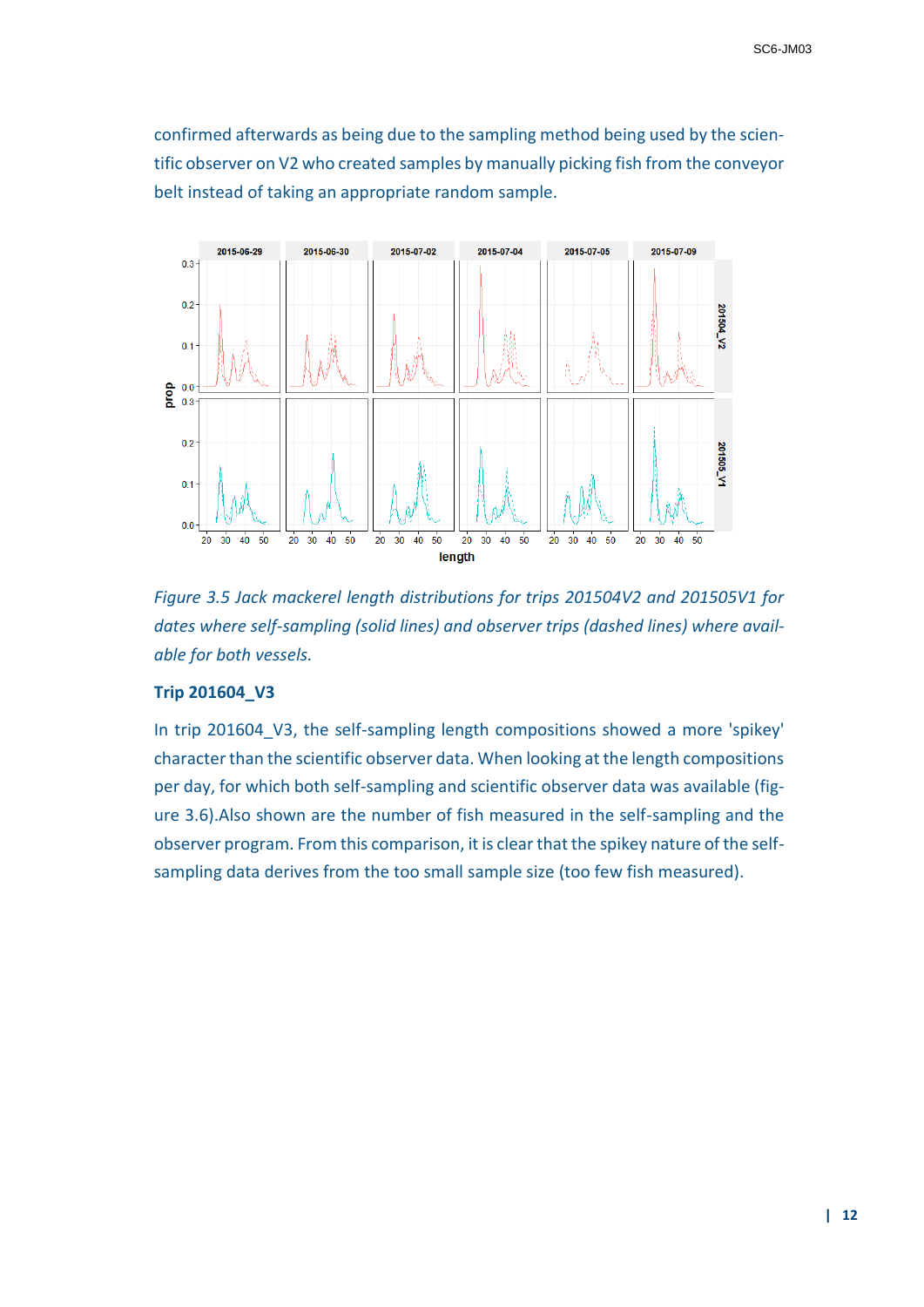confirmed afterwards as being due to the sampling method being used by the scientific observer on V2 who created samples by manually picking fish from the conveyor belt instead of taking an appropriate random sample.

*Figure 3.5 Jack mackerel length distributions for trips 201504V2 and 201505V1 for dates where self-sampling (solid lines) and observer trips (dashed lines) where available for both vessels.*

**Trip 201604_V3**

In trip 201604_V3, the self-sampling length compositions showed a more 'spikey' character than the scientific observer data. When looking at the length compositions per day, for which both self-sampling and scientific observer data was available (figure 3.6).Also shown are the number of fish measured in the self-sampling and the observer program. From this comparison, it is clear that the spikey nature of the self-sampling data derives from the too small sample size (too few fish measured).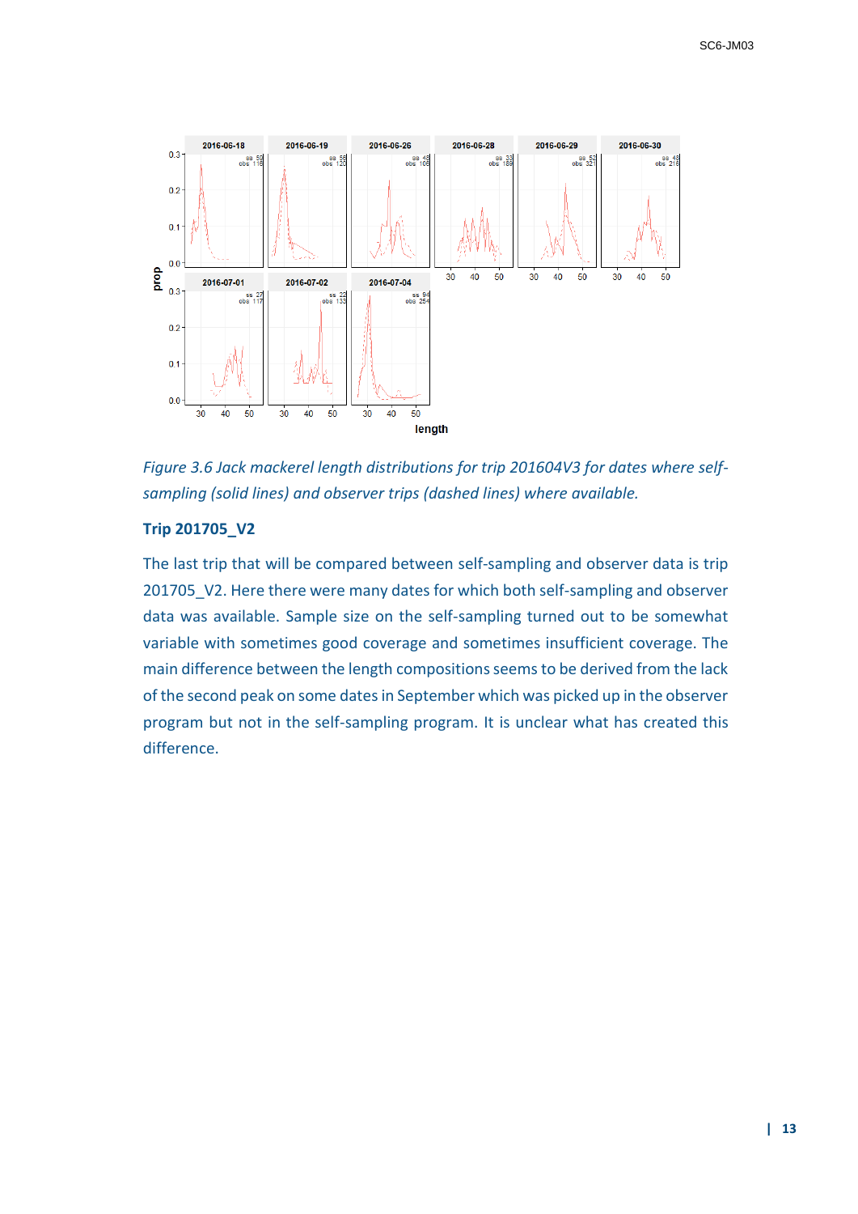*Figure 3.6 Jack mackerel length distributions for trip 201604V3 for dates where self-sampling (solid lines) and observer trips (dashed lines) where available.*

### Trip 201705_V2

The last trip that will be compared between self-sampling and observer data is trip 201705_V2. Here there were many dates for which both self-sampling and observer data was available. Sample size on the self-sampling turned out to be somewhat variable with sometimes good coverage and sometimes insufficient coverage. The main difference between the length compositions seems to be derived from the lack of the second peak on some dates in September which was picked up in the observer program but not in the self-sampling program. It is unclear what has created this difference.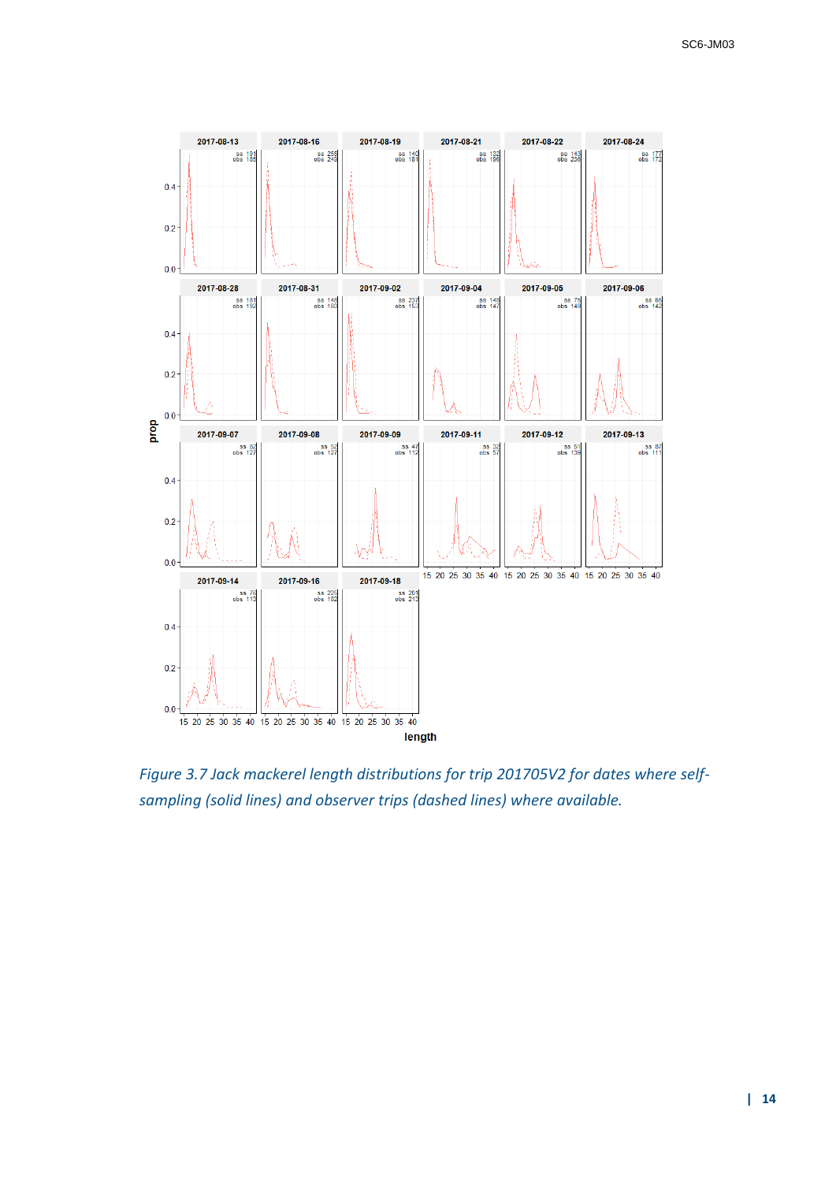*Figure 3.7 Jack mackerel length distributions for trip 201705V2 for dates where self-sampling (solid lines) and observer trips (dashed lines) where available.*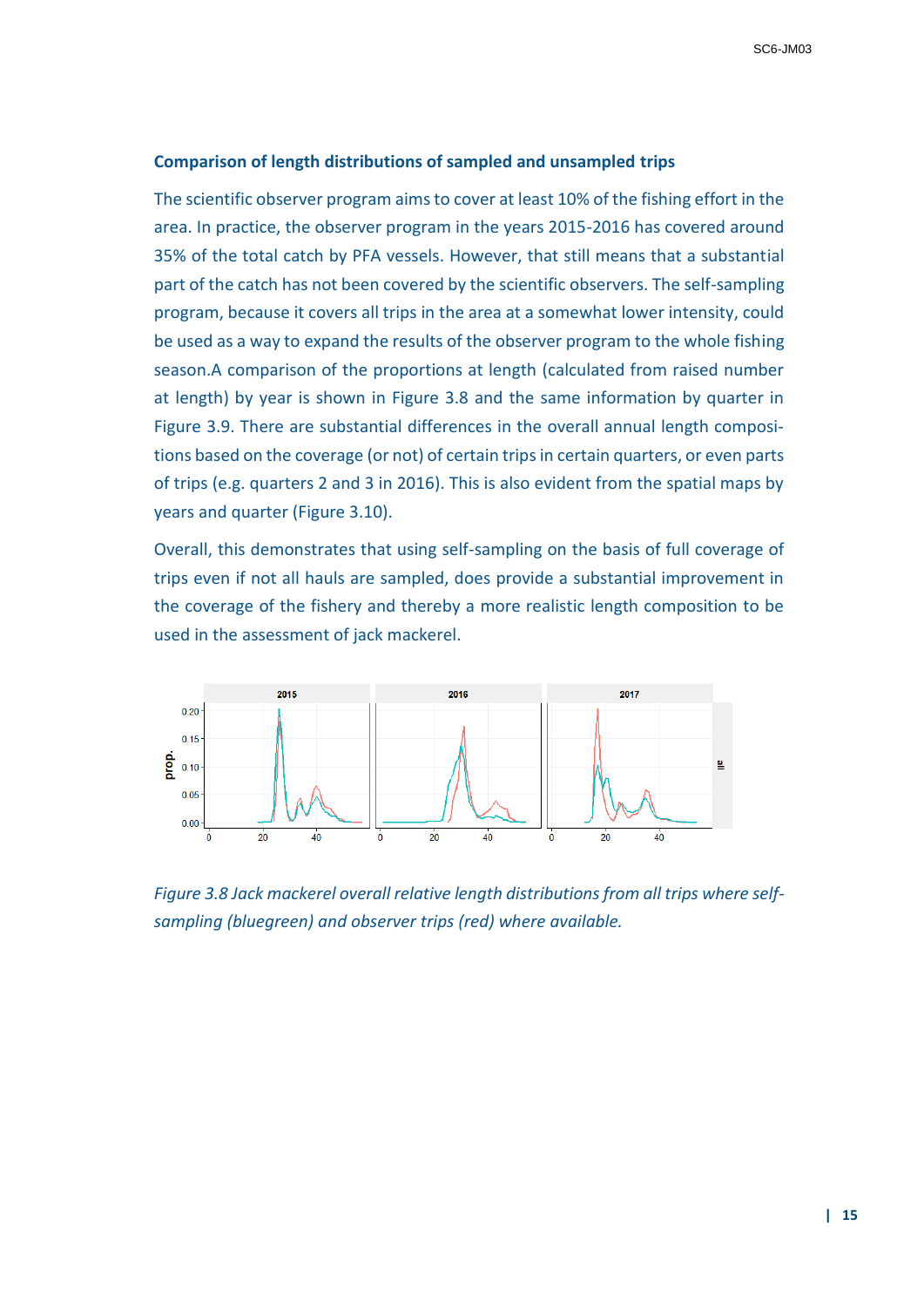### Comparison of length distributions of sampled and unsampled trips

The scientific observer program aims to cover at least 10% of the fishing effort in the area. In practice, the observer program in the years 2015-2016 has covered around 35% of the total catch by PFA vessels. However, that still means that a substantial part of the catch has not been covered by the scientific observers. The self-sampling program, because it covers all trips in the area at a somewhat lower intensity, could be used as a way to expand the results of the observer program to the whole fishing season.A comparison of the proportions at length (calculated from raised number at length) by year is shown in Figure 3.8 and the same information by quarter in Figure 3.9. There are substantial differences in the overall annual length compositions based on the coverage (or not) of certain trips in certain quarters, or even parts of trips (e.g. quarters 2 and 3 in 2016). This is also evident from the spatial maps by years and quarter (Figure 3.10).

Overall, this demonstrates that using self-sampling on the basis of full coverage of trips even if not all hauls are sampled, does provide a substantial improvement in the coverage of the fishery and thereby a more realistic length composition to be used in the assessment of jack mackerel.

*Figure 3.8 Jack mackerel overall relative length distributions from all trips where self-sampling (bluegreen) and observer trips (red) where available.*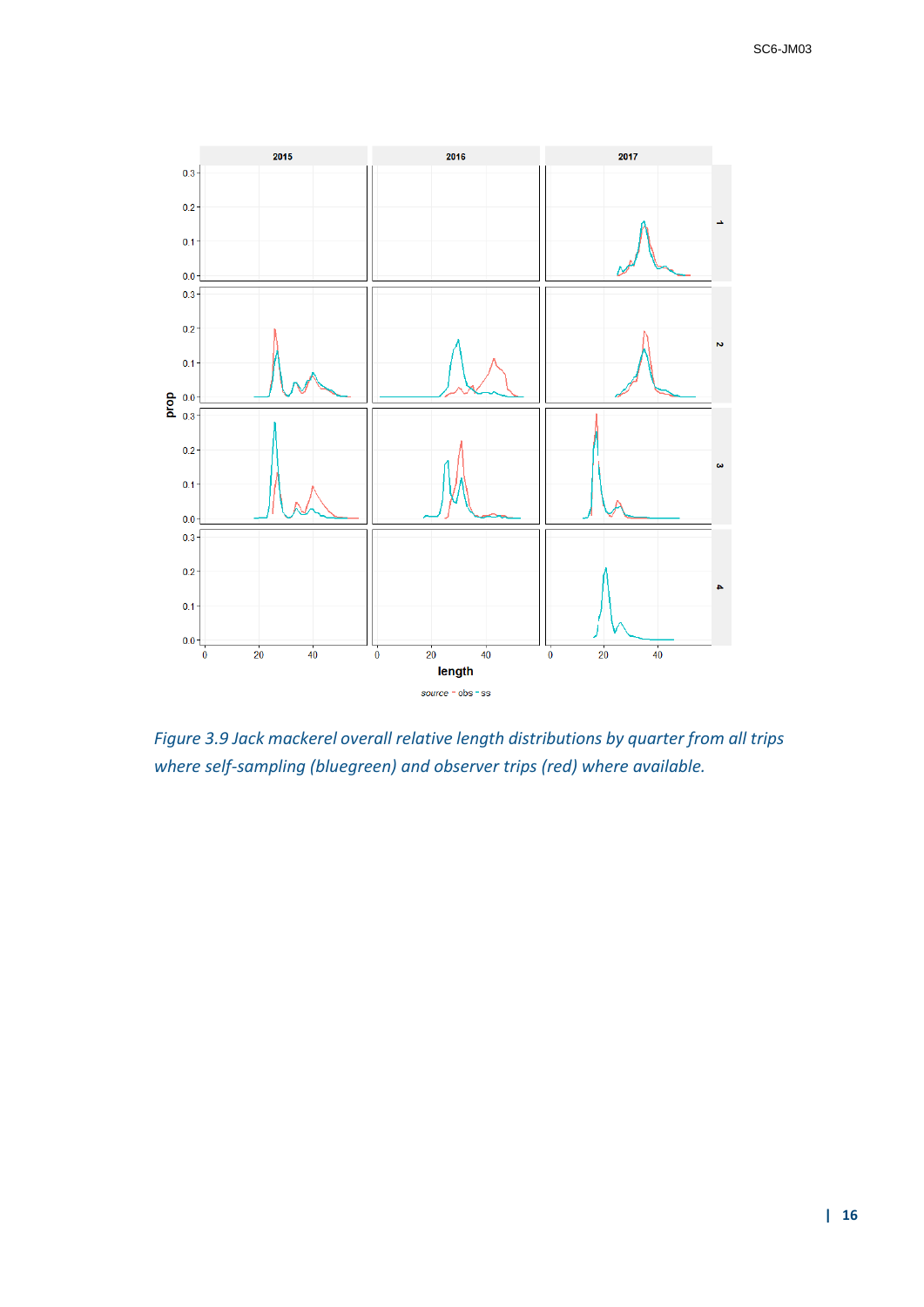*Figure 3.9 Jack mackerel overall relative length distributions by quarter from all trips where self-sampling (bluegreen) and observer trips (red) where available.*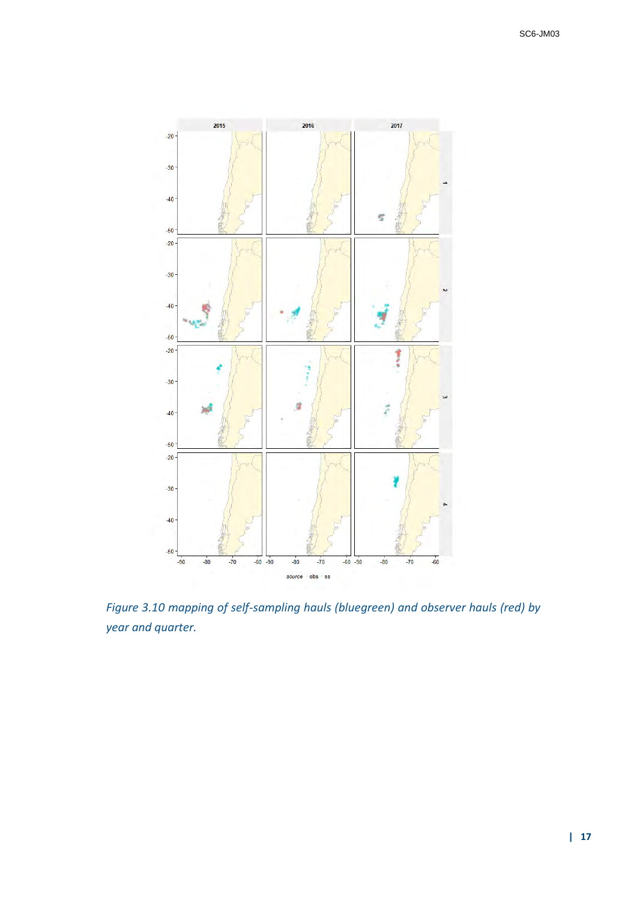*Figure 3.10 mapping of self-sampling hauls (bluegreen) and observer hauls (red) by year and quarter.*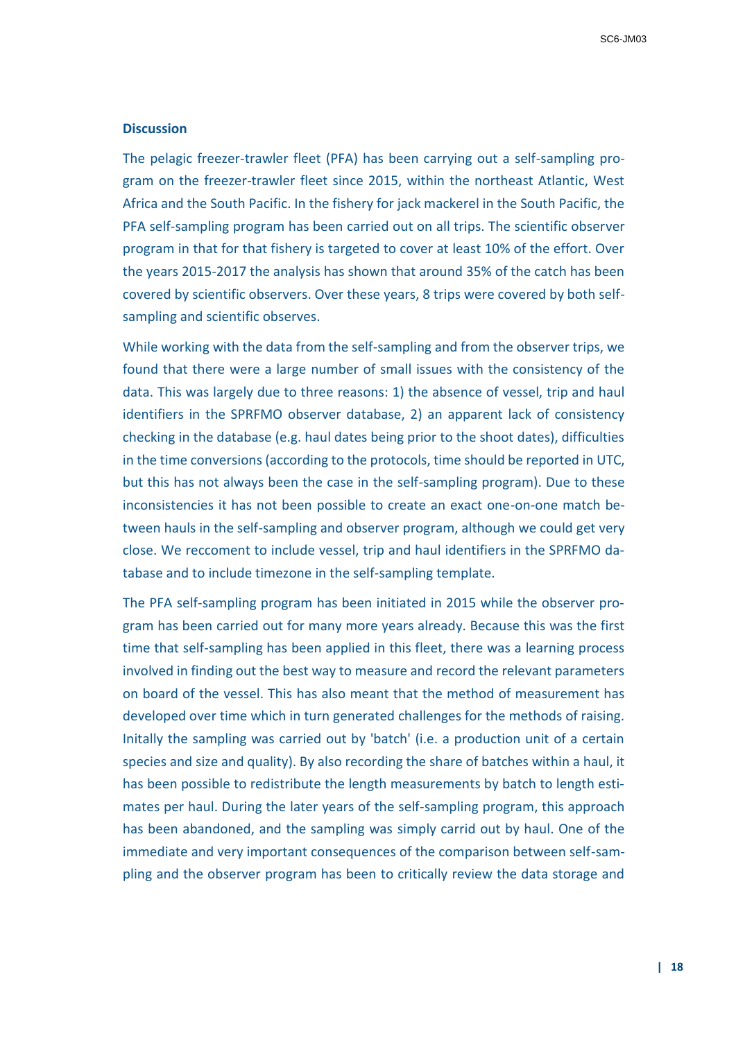## Discussion

The pelagic freezer-trawler fleet (PFA) has been carrying out a self-sampling program on the freezer-trawler fleet since 2015, within the northeast Atlantic, West Africa and the South Pacific. In the fishery for jack mackerel in the South Pacific, the PFA self-sampling program has been carried out on all trips. The scientific observer program in that for that fishery is targeted to cover at least 10% of the effort. Over the years 2015-2017 the analysis has shown that around 35% of the catch has been covered by scientific observers. Over these years, 8 trips were covered by both self-sampling and scientific observes.

While working with the data from the self-sampling and from the observer trips, we found that there were a large number of small issues with the consistency of the data. This was largely due to three reasons: 1) the absence of vessel, trip and haul identifiers in the SPRFMO observer database, 2) an apparent lack of consistency checking in the database (e.g. haul dates being prior to the shoot dates), difficulties in the time conversions (according to the protocols, time should be reported in UTC, but this has not always been the case in the self-sampling program). Due to these inconsistencies it has not been possible to create an exact one-on-one match between hauls in the self-sampling and observer program, although we could get very close. We reccoment to include vessel, trip and haul identifiers in the SPRFMO database and to include timezone in the self-sampling template.

The PFA self-sampling program has been initiated in 2015 while the observer program has been carried out for many more years already. Because this was the first time that self-sampling has been applied in this fleet, there was a learning process involved in finding out the best way to measure and record the relevant parameters on board of the vessel. This has also meant that the method of measurement has developed over time which in turn generated challenges for the methods of raising. Initally the sampling was carried out by 'batch' (i.e. a production unit of a certain species and size and quality). By also recording the share of batches within a haul, it has been possible to redistribute the length measurements by batch to length estimates per haul. During the later years of the self-sampling program, this approach has been abandoned, and the sampling was simply carrid out by haul. One of the immediate and very important consequences of the comparison between self-sampling and the observer program has been to critically review the data storage and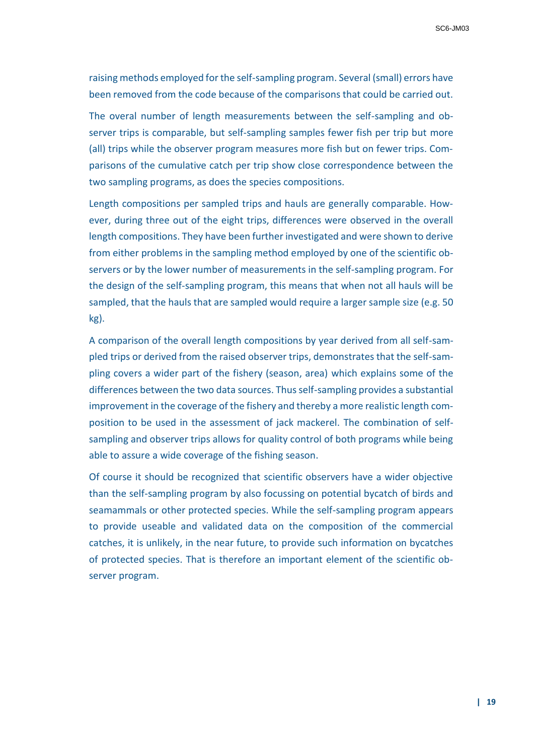raising methods employed for the self-sampling program. Several (small) errors have been removed from the code because of the comparisons that could be carried out.

The overal number of length measurements between the self-sampling and observer trips is comparable, but self-sampling samples fewer fish per trip but more (all) trips while the observer program measures more fish but on fewer trips. Comparisons of the cumulative catch per trip show close correspondence between the two sampling programs, as does the species compositions.

Length compositions per sampled trips and hauls are generally comparable. However, during three out of the eight trips, differences were observed in the overall length compositions. They have been further investigated and were shown to derive from either problems in the sampling method employed by one of the scientific observers or by the lower number of measurements in the self-sampling program. For the design of the self-sampling program, this means that when not all hauls will be sampled, that the hauls that are sampled would require a larger sample size (e.g. 50 kg).

A comparison of the overall length compositions by year derived from all self-sampled trips or derived from the raised observer trips, demonstrates that the self-sampling covers a wider part of the fishery (season, area) which explains some of the differences between the two data sources. Thus self-sampling provides a substantial improvement in the coverage of the fishery and thereby a more realistic length composition to be used in the assessment of jack mackerel. The combination of self-sampling and observer trips allows for quality control of both programs while being able to assure a wide coverage of the fishing season.

Of course it should be recognized that scientific observers have a wider objective than the self-sampling program by also focussing on potential bycatch of birds and seamammals or other protected species. While the self-sampling program appears to provide useable and validated data on the composition of the commercial catches, it is unlikely, in the near future, to provide such information on bycatches of protected species. That is therefore an important element of the scientific observer program.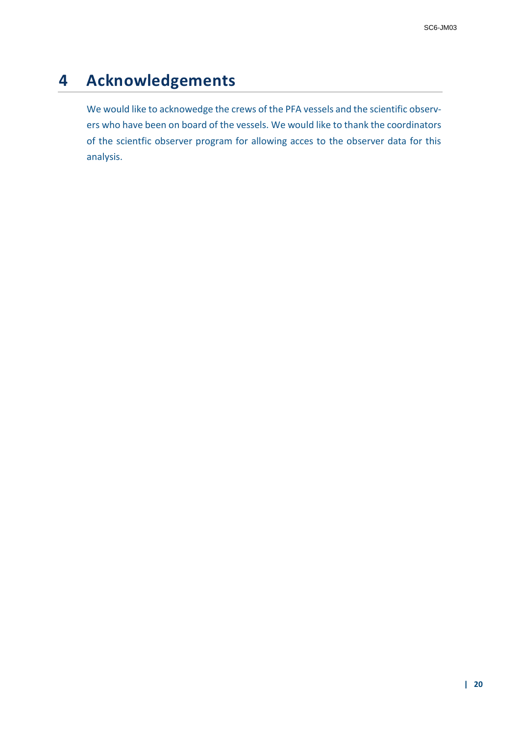# 4 Acknowledgements

We would like to acknowedge the crews of the PFA vessels and the scientific observers who have been on board of the vessels. We would like to thank the coordinators of the scientfic observer program for allowing acces to the observer data for this analysis.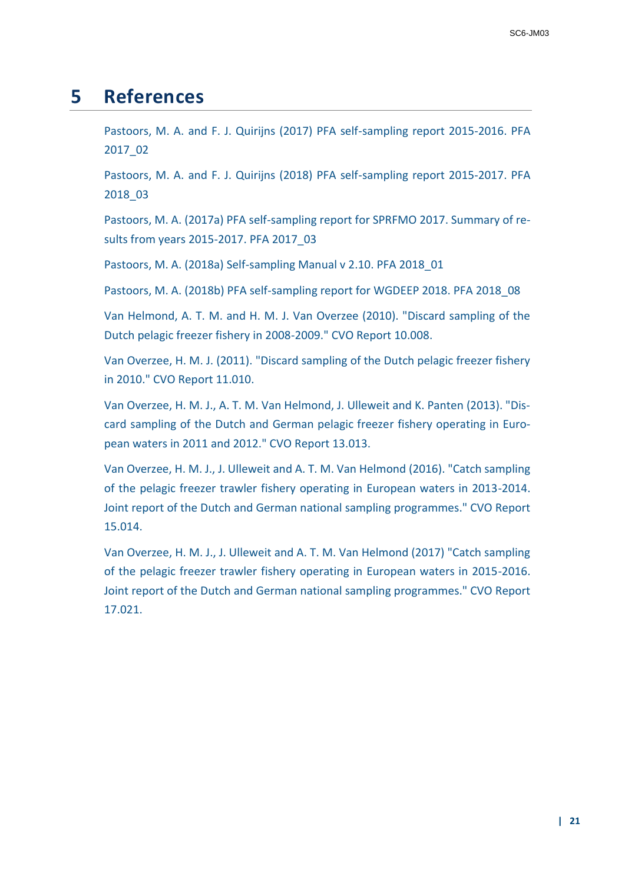# 5 References

Pastoors, M. A. and F. J. Quirijns (2017) PFA self-sampling report 2015-2016. PFA 2017_02

Pastoors, M. A. and F. J. Quirijns (2018) PFA self-sampling report 2015-2017. PFA 2018_03

Pastoors, M. A. (2017a) PFA self-sampling report for SPRFMO 2017. Summary of results from years 2015-2017. PFA 2017_03

Pastoors, M. A. (2018a) Self-sampling Manual v 2.10. PFA 2018_01

Pastoors, M. A. (2018b) PFA self-sampling report for WGDEEP 2018. PFA 2018_08

Van Helmond, A. T. M. and H. M. J. Van Overzee (2010). "Discard sampling of the Dutch pelagic freezer fishery in 2008-2009." CVO Report 10.008.

Van Overzee, H. M. J. (2011). "Discard sampling of the Dutch pelagic freezer fishery in 2010." CVO Report 11.010.

Van Overzee, H. M. J., A. T. M. Van Helmond, J. Ulleweit and K. Panten (2013). "Discard sampling of the Dutch and German pelagic freezer fishery operating in European waters in 2011 and 2012." CVO Report 13.013.

Van Overzee, H. M. J., J. Ulleweit and A. T. M. Van Helmond (2016). "Catch sampling of the pelagic freezer trawler fishery operating in European waters in 2013-2014. Joint report of the Dutch and German national sampling programmes." CVO Report 15.014.

Van Overzee, H. M. J., J. Ulleweit and A. T. M. Van Helmond (2017) "Catch sampling of the pelagic freezer trawler fishery operating in European waters in 2015-2016. Joint report of the Dutch and German national sampling programmes." CVO Report 17.021.